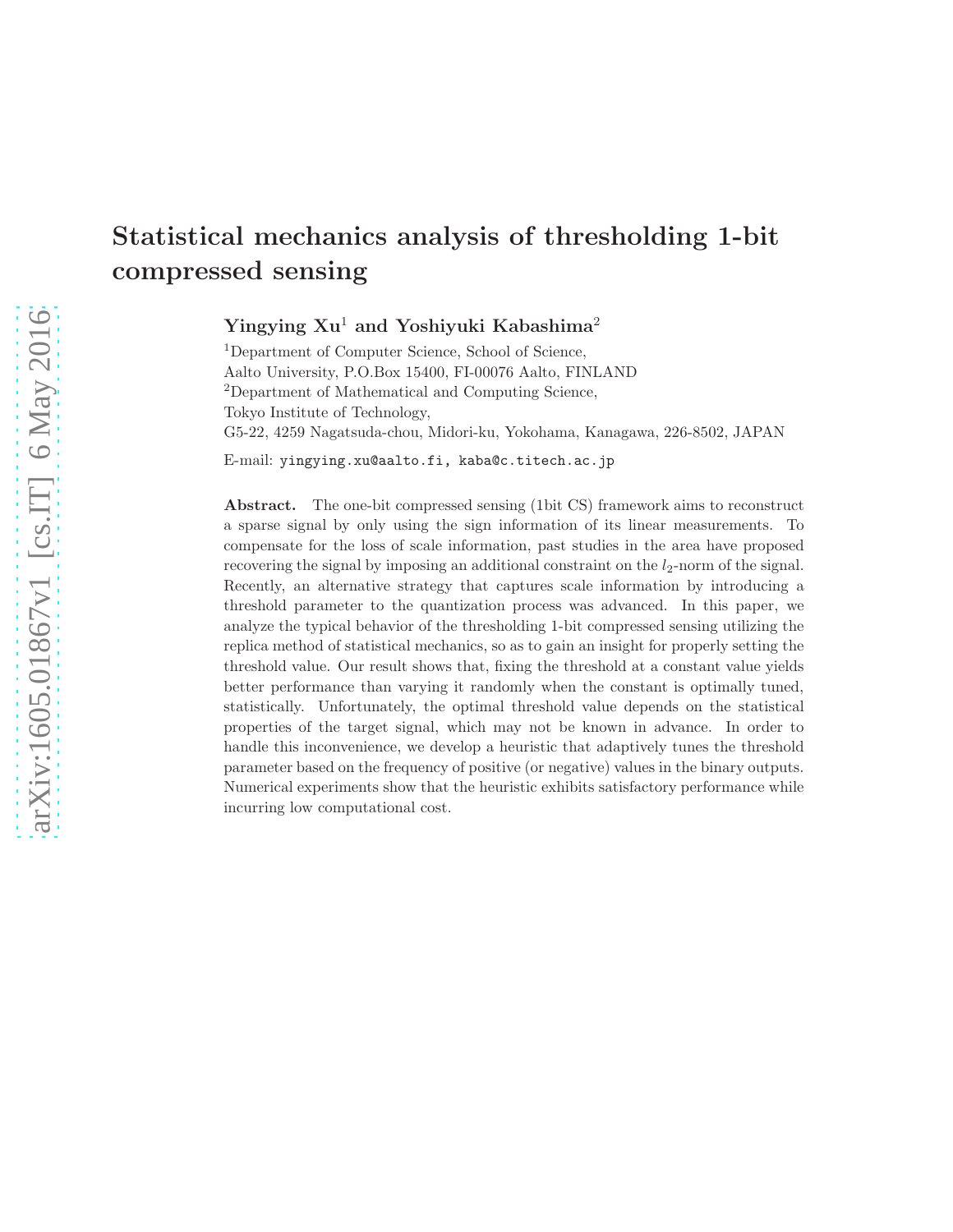# Statistical mechanics analysis of thresholding 1-bit compressed sensing

**Yingying Xu**[1] **and Yoshiyuki Kabashima**[2]

[1]Department of Computer Science, School of Science,
Aalto University, P.O.Box 15400, FI-00076 Aalto, FINLAND
[2]Department of Mathematical and Computing Science,
Tokyo Institute of Technology,
G5-22, 4259 Nagatsuda-chou, Midori-ku, Yokohama, Kanagawa, 226-8502, JAPAN

E-mail: yingying.xu@aalto.fi, kaba@c.titech.ac.jp

**Abstract.** The one-bit compressed sensing (1bit CS) framework aims to reconstruct a sparse signal by only using the sign information of its linear measurements. To compensate for the loss of scale information, past studies in the area have proposed recovering the signal by imposing an additional constraint on the $l_2$-norm of the signal. Recently, an alternative strategy that captures scale information by introducing a threshold parameter to the quantization process was advanced. In this paper, we analyze the typical behavior of the thresholding 1-bit compressed sensing utilizing the replica method of statistical mechanics, so as to gain an insight for properly setting the threshold value. Our result shows that, fixing the threshold at a constant value yields better performance than varying it randomly when the constant is optimally tuned, statistically. Unfortunately, the optimal threshold value depends on the statistical properties of the target signal, which may not be known in advance. In order to handle this inconvenience, we develop a heuristic that adaptively tunes the threshold parameter based on the frequency of positive (or negative) values in the binary outputs. Numerical experiments show that the heuristic exhibits satisfactory performance while incurring low computational cost.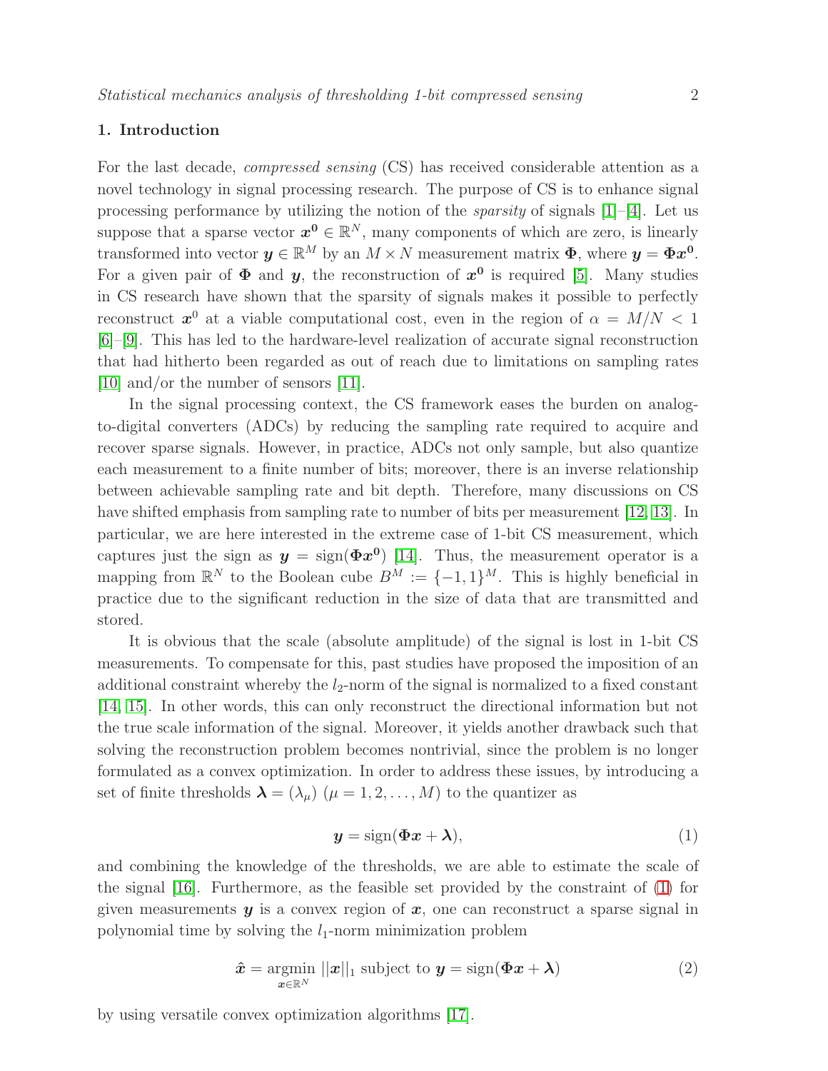## 1. Introduction

For the last decade, *compressed sensing* (CS) has received considerable attention as a novel technology in signal processing research. The purpose of CS is to enhance signal processing performance by utilizing the notion of the *sparsity* of signals [1]–[4]. Let us suppose that a sparse vector $\boldsymbol{x}^{\boldsymbol{0}} \in \mathbb{R}^N$, many components of which are zero, is linearly transformed into vector $\boldsymbol{y} \in \mathbb{R}^M$ by an $M \times N$ measurement matrix $\boldsymbol{\Phi}$, where $\boldsymbol{y} = \boldsymbol{\Phi}\boldsymbol{x}^{\boldsymbol{0}}$. For a given pair of $\boldsymbol{\Phi}$ and $\boldsymbol{y}$, the reconstruction of $\boldsymbol{x}^{\boldsymbol{0}}$ is required [5]. Many studies in CS research have shown that the sparsity of signals makes it possible to perfectly reconstruct $\boldsymbol{x}^0$ at a viable computational cost, even in the region of $\alpha = M/N < 1$ [6]–[9]. This has led to the hardware-level realization of accurate signal reconstruction that had hitherto been regarded as out of reach due to limitations on sampling rates [10] and/or the number of sensors [11].

In the signal processing context, the CS framework eases the burden on analog-to-digital converters (ADCs) by reducing the sampling rate required to acquire and recover sparse signals. However, in practice, ADCs not only sample, but also quantize each measurement to a finite number of bits; moreover, there is an inverse relationship between achievable sampling rate and bit depth. Therefore, many discussions on CS have shifted emphasis from sampling rate to number of bits per measurement [12, 13]. In particular, we are here interested in the extreme case of 1-bit CS measurement, which captures just the sign as $\boldsymbol{y} = \mathrm{sign}(\boldsymbol{\Phi}\boldsymbol{x}^{\boldsymbol{0}})$ [14]. Thus, the measurement operator is a mapping from $\mathbb{R}^N$ to the Boolean cube $B^M := \{-1, 1\}^M$. This is highly beneficial in practice due to the significant reduction in the size of data that are transmitted and stored.

It is obvious that the scale (absolute amplitude) of the signal is lost in 1-bit CS measurements. To compensate for this, past studies have proposed the imposition of an additional constraint whereby the $l_2$-norm of the signal is normalized to a fixed constant [14, 15]. In other words, this can only reconstruct the directional information but not the true scale information of the signal. Moreover, it yields another drawback such that solving the reconstruction problem becomes nontrivial, since the problem is no longer formulated as a convex optimization. In order to address these issues, by introducing a set of finite thresholds $\boldsymbol{\lambda} = (\lambda_\mu)$ ($\mu = 1, 2, \ldots, M$) to the quantizer as

$$\boldsymbol{y} = \mathrm{sign}(\boldsymbol{\Phi}\boldsymbol{x} + \boldsymbol{\lambda}), \tag{1}$$

and combining the knowledge of the thresholds, we are able to estimate the scale of the signal [16]. Furthermore, as the feasible set provided by the constraint of (1) for given measurements $\boldsymbol{y}$ is a convex region of $\boldsymbol{x}$, one can reconstruct a sparse signal in polynomial time by solving the $l_1$-norm minimization problem

$$\hat{\boldsymbol{x}} = \underset{\boldsymbol{x} \in \mathbb{R}^N}{\mathrm{argmin}}\ ||\boldsymbol{x}||_1 \text{ subject to } \boldsymbol{y} = \mathrm{sign}(\boldsymbol{\Phi}\boldsymbol{x} + \boldsymbol{\lambda}) \tag{2}$$

by using versatile convex optimization algorithms [17].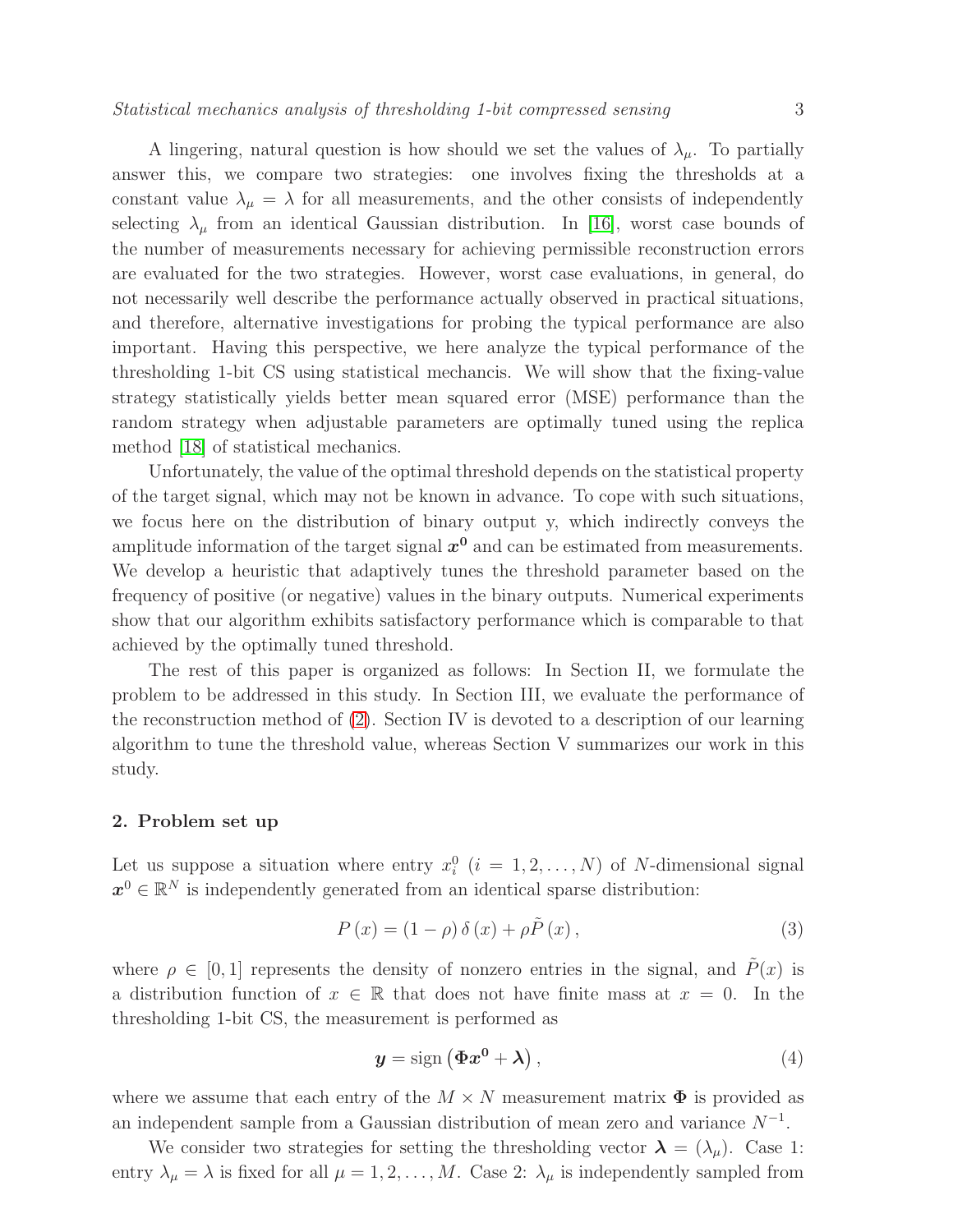A lingering, natural question is how should we set the values of $\lambda_\mu$. To partially answer this, we compare two strategies: one involves fixing the thresholds at a constant value $\lambda_\mu = \lambda$ for all measurements, and the other consists of independently selecting $\lambda_\mu$ from an identical Gaussian distribution. In [16], worst case bounds of the number of measurements necessary for achieving permissible reconstruction errors are evaluated for the two strategies. However, worst case evaluations, in general, do not necessarily well describe the performance actually observed in practical situations, and therefore, alternative investigations for probing the typical performance are also important. Having this perspective, we here analyze the typical performance of the thresholding 1-bit CS using statistical mechancis. We will show that the fixing-value strategy statistically yields better mean squared error (MSE) performance than the random strategy when adjustable parameters are optimally tuned using the replica method [18] of statistical mechanics.

Unfortunately, the value of the optimal threshold depends on the statistical property of the target signal, which may not be known in advance. To cope with such situations, we focus here on the distribution of binary output y, which indirectly conveys the amplitude information of the target signal $\boldsymbol{x^0}$ and can be estimated from measurements. We develop a heuristic that adaptively tunes the threshold parameter based on the frequency of positive (or negative) values in the binary outputs. Numerical experiments show that our algorithm exhibits satisfactory performance which is comparable to that achieved by the optimally tuned threshold.

The rest of this paper is organized as follows: In Section II, we formulate the problem to be addressed in this study. In Section III, we evaluate the performance of the reconstruction method of (2). Section IV is devoted to a description of our learning algorithm to tune the threshold value, whereas Section V summarizes our work in this study.

## 2. Problem set up

Let us suppose a situation where entry $x_i^0$ $(i = 1, 2, \ldots, N)$ of $N$-dimensional signal $\boldsymbol{x}^0 \in \mathbb{R}^N$ is independently generated from an identical sparse distribution:

$$P(x) = (1 - \rho)\,\delta(x) + \rho \tilde{P}(x), \tag{3}$$

where $\rho \in [0, 1]$ represents the density of nonzero entries in the signal, and $\tilde{P}(x)$ is a distribution function of $x \in \mathbb{R}$ that does not have finite mass at $x = 0$. In the thresholding 1-bit CS, the measurement is performed as

$$\boldsymbol{y} = \mathrm{sign}\left(\boldsymbol{\Phi}\boldsymbol{x^0} + \boldsymbol{\lambda}\right), \tag{4}$$

where we assume that each entry of the $M \times N$ measurement matrix $\boldsymbol{\Phi}$ is provided as an independent sample from a Gaussian distribution of mean zero and variance $N^{-1}$.

We consider two strategies for setting the thresholding vector $\boldsymbol{\lambda} = (\lambda_\mu)$. Case 1: entry $\lambda_\mu = \lambda$ is fixed for all $\mu = 1, 2, \ldots, M$. Case 2: $\lambda_\mu$ is independently sampled from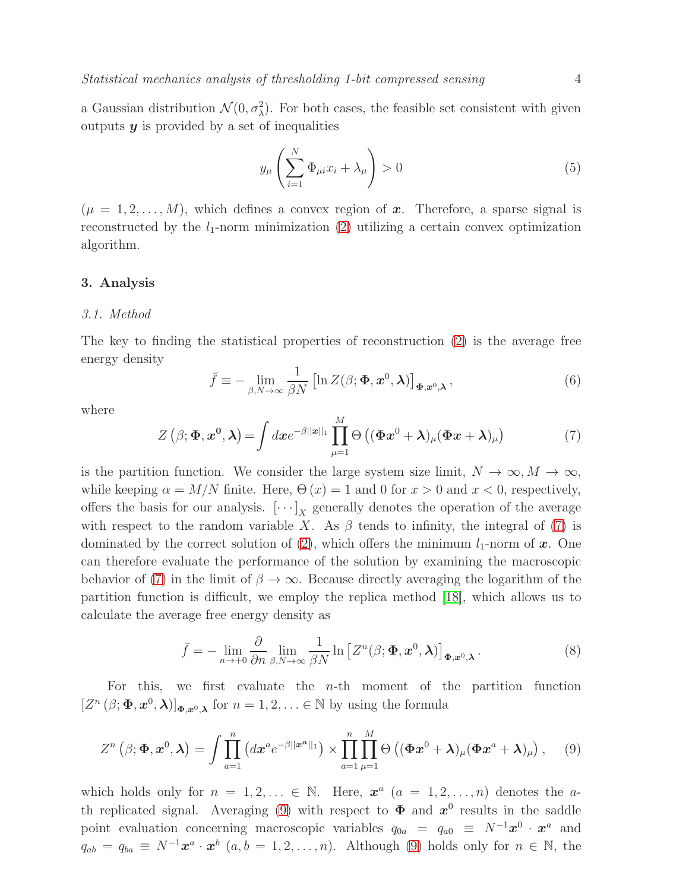a Gaussian distribution $\mathcal{N}(0, \sigma_\lambda^2)$. For both cases, the feasible set consistent with given outputs $\boldsymbol{y}$ is provided by a set of inequalities

$$
y_\mu \left( \sum_{i=1}^{N} \Phi_{\mu i} x_i + \lambda_\mu \right) > 0 \tag{5}
$$

($\mu = 1, 2, \ldots, M$), which defines a convex region of $\boldsymbol{x}$. Therefore, a sparse signal is reconstructed by the $l_1$-norm minimization (2) utilizing a certain convex optimization algorithm.

## 3. Analysis

### 3.1. Method

The key to finding the statistical properties of reconstruction (2) is the average free energy density

$$
\bar{f} \equiv - \lim_{\beta, N \to \infty} \frac{1}{\beta N} \left[ \ln Z(\beta; \boldsymbol{\Phi}, \boldsymbol{x}^0, \boldsymbol{\lambda}) \right]_{\boldsymbol{\Phi}, \boldsymbol{x}^0, \boldsymbol{\lambda}}, \tag{6}
$$

where

$$
Z\left(\beta; \boldsymbol{\Phi}, \boldsymbol{x}^{\mathbf{0}}, \boldsymbol{\lambda}\right) = \int d\boldsymbol{x} e^{-\beta ||\boldsymbol{x}||_1} \prod_{\mu=1}^{M} \Theta\left( (\boldsymbol{\Phi}\boldsymbol{x}^0 + \boldsymbol{\lambda})_\mu (\boldsymbol{\Phi}\boldsymbol{x} + \boldsymbol{\lambda})_\mu \right) \tag{7}
$$

is the partition function. We consider the large system size limit, $N \to \infty, M \to \infty$, while keeping $\alpha = M/N$ finite. Here, $\Theta(x) = 1$ and 0 for $x > 0$ and $x < 0$, respectively, offers the basis for our analysis. $[\cdots]_X$ generally denotes the operation of the average with respect to the random variable $X$. As $\beta$ tends to infinity, the integral of (7) is dominated by the correct solution of (2), which offers the minimum $l_1$-norm of $\boldsymbol{x}$. One can therefore evaluate the performance of the solution by examining the macroscopic behavior of (7) in the limit of $\beta \to \infty$. Because directly averaging the logarithm of the partition function is difficult, we employ the replica method [18], which allows us to calculate the average free energy density as

$$
\bar{f} = - \lim_{n \to +0} \frac{\partial}{\partial n} \lim_{\beta, N \to \infty} \frac{1}{\beta N} \ln \left[ Z^n(\beta; \boldsymbol{\Phi}, \boldsymbol{x}^0, \boldsymbol{\lambda}) \right]_{\boldsymbol{\Phi}, \boldsymbol{x}^0, \boldsymbol{\lambda}}. \tag{8}
$$

For this, we first evaluate the $n$-th moment of the partition function $\left[Z^n\left(\beta; \boldsymbol{\Phi}, \boldsymbol{x}^0, \boldsymbol{\lambda}\right)\right]_{\boldsymbol{\Phi}, \boldsymbol{x}^0, \boldsymbol{\lambda}}$ for $n = 1, 2, \ldots \in \mathbb{N}$ by using the formula

$$
Z^n\left(\beta; \boldsymbol{\Phi}, \boldsymbol{x}^0, \boldsymbol{\lambda}\right) = \int \prod_{a=1}^{n} \left( d\boldsymbol{x}^a e^{-\beta ||\boldsymbol{x}^a||_1} \right) \times \prod_{a=1}^{n} \prod_{\mu=1}^{M} \Theta\left( (\boldsymbol{\Phi}\boldsymbol{x}^0 + \boldsymbol{\lambda})_\mu (\boldsymbol{\Phi}\boldsymbol{x}^a + \boldsymbol{\lambda})_\mu \right), \tag{9}
$$

which holds only for $n = 1, 2, \ldots \in \mathbb{N}$. Here, $\boldsymbol{x}^a$ ($a = 1, 2, \ldots, n$) denotes the $a$-th replicated signal. Averaging (9) with respect to $\boldsymbol{\Phi}$ and $\boldsymbol{x}^0$ results in the saddle point evaluation concerning macroscopic variables $q_{0a} = q_{a0} \equiv N^{-1}\boldsymbol{x}^0 \cdot \boldsymbol{x}^a$ and $q_{ab} = q_{ba} \equiv N^{-1}\boldsymbol{x}^a \cdot \boldsymbol{x}^b$ ($a, b = 1, 2, \ldots, n$). Although (9) holds only for $n \in \mathbb{N}$, the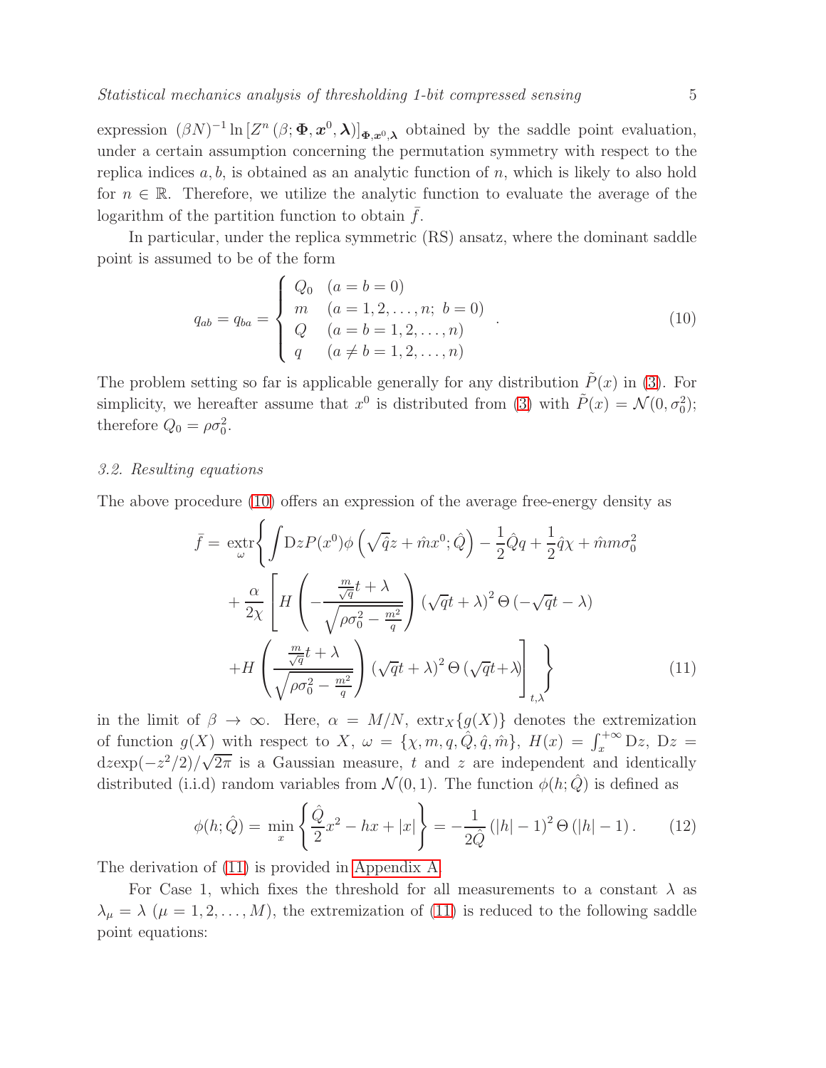expression $(\beta N)^{-1} \ln [Z^n (\beta; \mathbf{\Phi}, \boldsymbol{x}^0, \boldsymbol{\lambda})]_{\mathbf{\Phi}, \boldsymbol{x}^0, \boldsymbol{\lambda}}$ obtained by the saddle point evaluation, under a certain assumption concerning the permutation symmetry with respect to the replica indices $a, b$, is obtained as an analytic function of $n$, which is likely to also hold for $n \in \mathbb{R}$. Therefore, we utilize the analytic function to evaluate the average of the logarithm of the partition function to obtain $\bar{f}$.

In particular, under the replica symmetric (RS) ansatz, where the dominant saddle point is assumed to be of the form

$$
q_{ab} = q_{ba} = \begin{cases} Q_0 & (a = b = 0) \\ m & (a = 1, 2, \ldots, n;\ b = 0) \\ Q & (a = b = 1, 2, \ldots, n) \\ q & (a \neq b = 1, 2, \ldots, n) \end{cases} . \tag{10}
$$

The problem setting so far is applicable generally for any distribution $\tilde{P}(x)$ in (3). For simplicity, we hereafter assume that $x^0$ is distributed from (3) with $\tilde{P}(x) = \mathcal{N}(0, \sigma_0^2)$; therefore $Q_0 = \rho \sigma_0^2$.

### 3.2. Resulting equations

The above procedure (10) offers an expression of the average free-energy density as

$$
\begin{aligned}
\bar{f} = \underset{\omega}{\mathrm{extr}} \Bigg\{ & \int \mathrm{D}z P(x^0) \phi\left(\sqrt{\hat{q}} z + \hat{m} x^0; \hat{Q}\right) - \frac{1}{2}\hat{Q} q + \frac{1}{2}\hat{q}\chi + \hat{m} m \sigma_0^2 \\
& + \frac{\alpha}{2\chi} \left[ H\left( -\frac{\frac{m}{\sqrt{q}} t + \lambda}{\sqrt{\rho \sigma_0^2 - \frac{m^2}{q}}} \right) (\sqrt{q} t + \lambda)^2 \, \Theta\left(-\sqrt{q} t - \lambda\right) \right. \\
& \left. + H\left( \frac{\frac{m}{\sqrt{q}} t + \lambda}{\sqrt{\rho \sigma_0^2 - \frac{m^2}{q}}} \right) (\sqrt{q} t + \lambda)^2 \, \Theta\left(\sqrt{q} t + \lambda\right) \right]_{t, \lambda} \Bigg\}
\end{aligned} \tag{11}
$$

in the limit of $\beta \to \infty$. Here, $\alpha = M/N$, $\mathrm{extr}_X\{g(X)\}$ denotes the extremization of function $g(X)$ with respect to $X$, $\omega = \{\chi, m, q, \hat{Q}, \hat{q}, \hat{m}\}$, $H(x) = \int_x^{+\infty} \mathrm{D}z$, $\mathrm{D}z = \mathrm{d}z \exp(-z^2/2)/\sqrt{2\pi}$ is a Gaussian measure, $t$ and $z$ are independent and identically distributed (i.i.d) random variables from $\mathcal{N}(0, 1)$. The function $\phi(h; \hat{Q})$ is defined as

$$
\phi(h; \hat{Q}) = \min_x \left\{ \frac{\hat{Q}}{2} x^2 - h x + |x| \right\} = -\frac{1}{2\hat{Q}} \left(|h| - 1\right)^2 \Theta\left(|h| - 1\right). \tag{12}
$$

The derivation of (11) is provided in Appendix A.

For Case 1, which fixes the threshold for all measurements to a constant $\lambda$ as $\lambda_\mu = \lambda$ $(\mu = 1, 2, \ldots, M)$, the extremization of (11) is reduced to the following saddle point equations: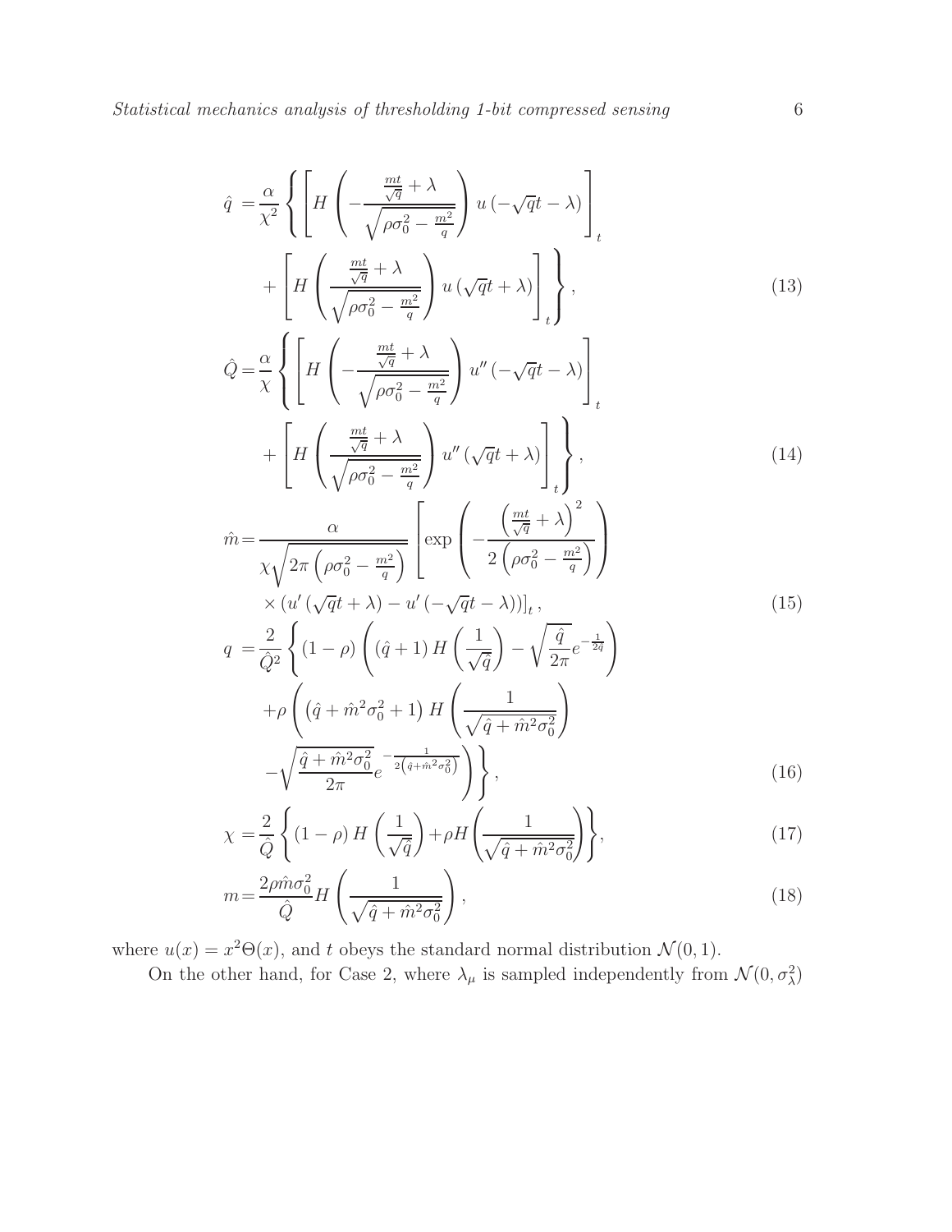$$\hat{q} = \frac{\alpha}{\chi^2}\left\{\left[H\left(-\frac{\frac{mt}{\sqrt{q}}+\lambda}{\sqrt{\rho\sigma_0^2-\frac{m^2}{q}}}\right)u\left(-\sqrt{q}t-\lambda\right)\right]_t + \left[H\left(\frac{\frac{mt}{\sqrt{q}}+\lambda}{\sqrt{\rho\sigma_0^2-\frac{m^2}{q}}}\right)u\left(\sqrt{q}t+\lambda\right)\right]_t\right\}, \tag{13}$$

$$\hat{Q} = \frac{\alpha}{\chi}\left\{\left[H\left(-\frac{\frac{mt}{\sqrt{q}}+\lambda}{\sqrt{\rho\sigma_0^2-\frac{m^2}{q}}}\right)u''\left(-\sqrt{q}t-\lambda\right)\right]_t + \left[H\left(\frac{\frac{mt}{\sqrt{q}}+\lambda}{\sqrt{\rho\sigma_0^2-\frac{m^2}{q}}}\right)u''\left(\sqrt{q}t+\lambda\right)\right]_t\right\}, \tag{14}$$

$$\hat{m} = \frac{\alpha}{\chi\sqrt{2\pi\left(\rho\sigma_0^2-\frac{m^2}{q}\right)}}\left[\exp\left(-\frac{\left(\frac{mt}{\sqrt{q}}+\lambda\right)^2}{2\left(\rho\sigma_0^2-\frac{m^2}{q}\right)}\right) \times \left(u'\left(\sqrt{q}t+\lambda\right)-u'\left(-\sqrt{q}t-\lambda\right)\right)\right]_t, \tag{15}$$

$$q = \frac{2}{\hat{Q}^2}\left\{(1-\rho)\left((\hat{q}+1)H\left(\frac{1}{\sqrt{\hat{q}}}\right)-\sqrt{\frac{\hat{q}}{2\pi}}e^{-\frac{1}{2\hat{q}}}\right) + \rho\left(\left(\hat{q}+\hat{m}^2\sigma_0^2+1\right)H\left(\frac{1}{\sqrt{\hat{q}+\hat{m}^2\sigma_0^2}}\right) - \sqrt{\frac{\hat{q}+\hat{m}^2\sigma_0^2}{2\pi}}e^{-\frac{1}{2\left(\hat{q}+\hat{m}^2\sigma_0^2\right)}}\right)\right\}, \tag{16}$$

$$\chi = \frac{2}{\hat{Q}}\left\{(1-\rho)H\left(\frac{1}{\sqrt{\hat{q}}}\right)+\rho H\left(\frac{1}{\sqrt{\hat{q}+\hat{m}^2\sigma_0^2}}\right)\right\}, \tag{17}$$

$$m = \frac{2\rho\hat{m}\sigma_0^2}{\hat{Q}}H\left(\frac{1}{\sqrt{\hat{q}+\hat{m}^2\sigma_0^2}}\right), \tag{18}$$

where $u(x) = x^2\Theta(x)$, and $t$ obeys the standard normal distribution $\mathcal{N}(0,1)$.

On the other hand, for Case 2, where $\lambda_\mu$ is sampled independently from $\mathcal{N}(0,\sigma_\lambda^2)$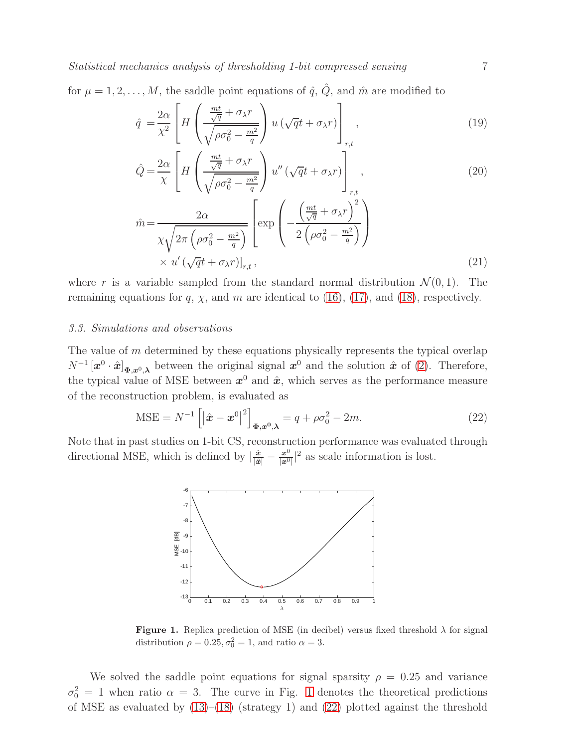for $\mu = 1, 2, \ldots, M$, the saddle point equations of $\hat{q}$, $\hat{Q}$, and $\hat{m}$ are modified to

$$\hat{q} = \frac{2\alpha}{\chi^2} \left[ H\left( \frac{\frac{mt}{\sqrt{q}} + \sigma_\lambda r}{\sqrt{\rho\sigma_0^2 - \frac{m^2}{q}}} \right) u\left(\sqrt{q}t + \sigma_\lambda r\right) \right]_{r,t}, \tag{19}$$

$$\hat{Q} = \frac{2\alpha}{\chi} \left[ H\left( \frac{\frac{mt}{\sqrt{q}} + \sigma_\lambda r}{\sqrt{\rho\sigma_0^2 - \frac{m^2}{q}}} \right) u''\left(\sqrt{q}t + \sigma_\lambda r\right) \right]_{r,t}, \tag{20}$$

$$\hat{m} = \frac{2\alpha}{\chi\sqrt{2\pi\left(\rho\sigma_0^2 - \frac{m^2}{q}\right)}} \left[ \exp\left( -\frac{\left(\frac{mt}{\sqrt{q}} + \sigma_\lambda r\right)^2}{2\left(\rho\sigma_0^2 - \frac{m^2}{q}\right)} \right) \times u'\left(\sqrt{q}t + \sigma_\lambda r\right) \right]_{r,t}, \tag{21}$$

where $r$ is a variable sampled from the standard normal distribution $\mathcal{N}(0, 1)$. The remaining equations for $q$, $\chi$, and $m$ are identical to (16), (17), and (18), respectively.

### 3.3. Simulations and observations

The value of $m$ determined by these equations physically represents the typical overlap $N^{-1}[\boldsymbol{x}^0 \cdot \hat{\boldsymbol{x}}]_{\boldsymbol{\Phi},\boldsymbol{x}^0,\boldsymbol{\lambda}}$ between the original signal $\boldsymbol{x}^0$ and the solution $\hat{\boldsymbol{x}}$ of (2). Therefore, the typical value of MSE between $\boldsymbol{x}^0$ and $\hat{\boldsymbol{x}}$, which serves as the performance measure of the reconstruction problem, is evaluated as

$$\mathrm{MSE} = N^{-1}\left[\left|\hat{\boldsymbol{x}} - \boldsymbol{x}^0\right|^2\right]_{\boldsymbol{\Phi},\boldsymbol{x}^0,\boldsymbol{\lambda}} = q + \rho\sigma_0^2 - 2m. \tag{22}$$

Note that in past studies on 1-bit CS, reconstruction performance was evaluated through directional MSE, which is defined by $|\frac{\hat{\boldsymbol{x}}}{|\hat{\boldsymbol{x}}|} - \frac{\boldsymbol{x}^0}{|\boldsymbol{x}^0|}|^2$ as scale information is lost.

**Figure 1.** Replica prediction of MSE (in decibel) versus fixed threshold $\lambda$ for signal distribution $\rho = 0.25, \sigma_0^2 = 1$, and ratio $\alpha = 3$.

We solved the saddle point equations for signal sparsity $\rho = 0.25$ and variance $\sigma_0^2 = 1$ when ratio $\alpha = 3$. The curve in Fig. 1 denotes the theoretical predictions of MSE as evaluated by (13)–(18) (strategy 1) and (22) plotted against the threshold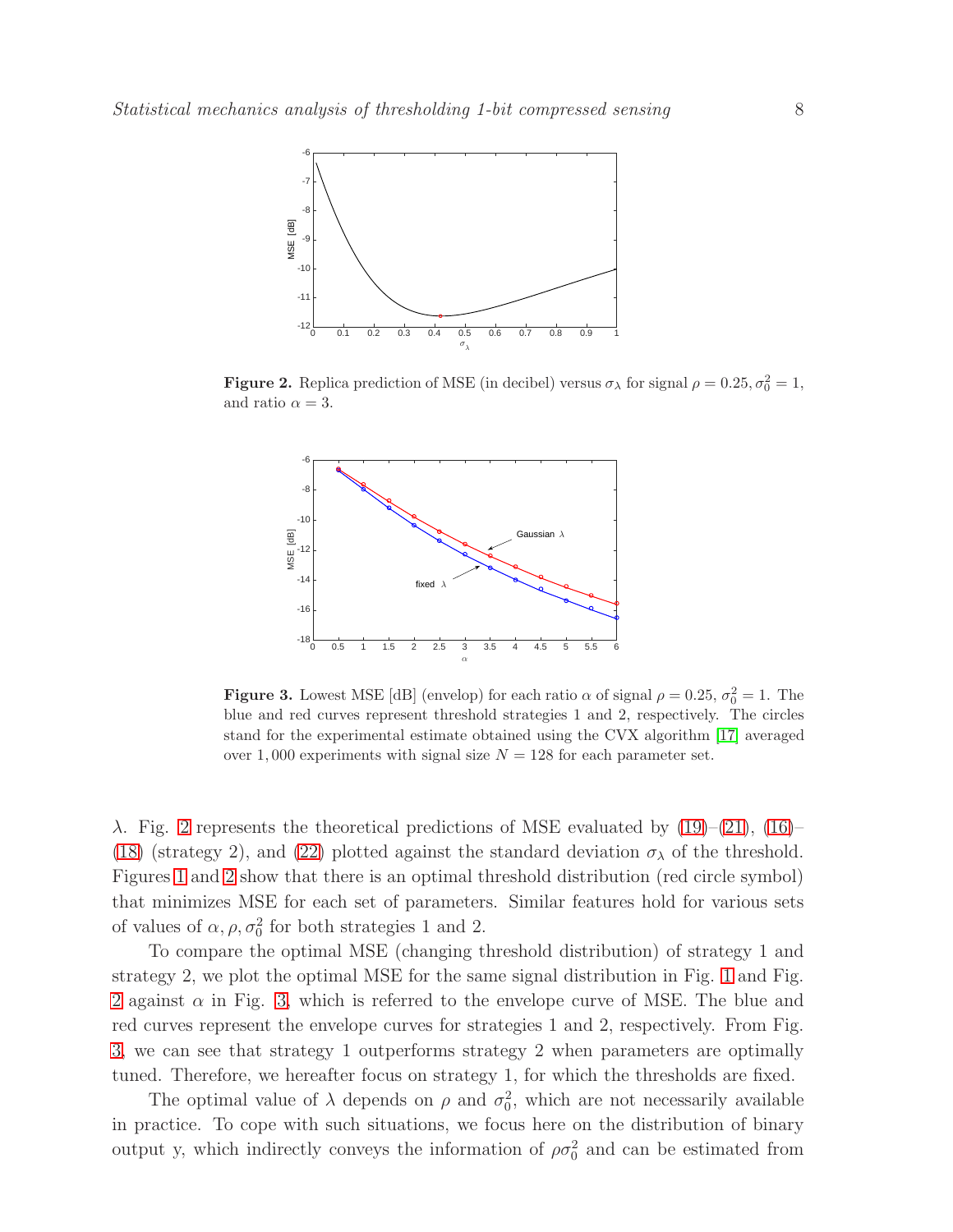**Figure 2.** Replica prediction of MSE (in decibel) versus $\sigma_\lambda$ for signal $\rho = 0.25, \sigma_0^2 = 1$, and ratio $\alpha = 3$.

**Figure 3.** Lowest MSE [dB] (envelop) for each ratio $\alpha$ of signal $\rho = 0.25$, $\sigma_0^2 = 1$. The blue and red curves represent threshold strategies 1 and 2, respectively. The circles stand for the experimental estimate obtained using the CVX algorithm [17] averaged over 1,000 experiments with signal size $N = 128$ for each parameter set.

$\lambda$. Fig. 2 represents the theoretical predictions of MSE evaluated by (19)–(21), (16)–(18) (strategy 2), and (22) plotted against the standard deviation $\sigma_\lambda$ of the threshold. Figures 1 and 2 show that there is an optimal threshold distribution (red circle symbol) that minimizes MSE for each set of parameters. Similar features hold for various sets of values of $\alpha, \rho, \sigma_0^2$ for both strategies 1 and 2.

To compare the optimal MSE (changing threshold distribution) of strategy 1 and strategy 2, we plot the optimal MSE for the same signal distribution in Fig. 1 and Fig. 2 against $\alpha$ in Fig. 3, which is referred to the envelope curve of MSE. The blue and red curves represent the envelope curves for strategies 1 and 2, respectively. From Fig. 3, we can see that strategy 1 outperforms strategy 2 when parameters are optimally tuned. Therefore, we hereafter focus on strategy 1, for which the thresholds are fixed.

The optimal value of $\lambda$ depends on $\rho$ and $\sigma_0^2$, which are not necessarily available in practice. To cope with such situations, we focus here on the distribution of binary output y, which indirectly conveys the information of $\rho\sigma_0^2$ and can be estimated from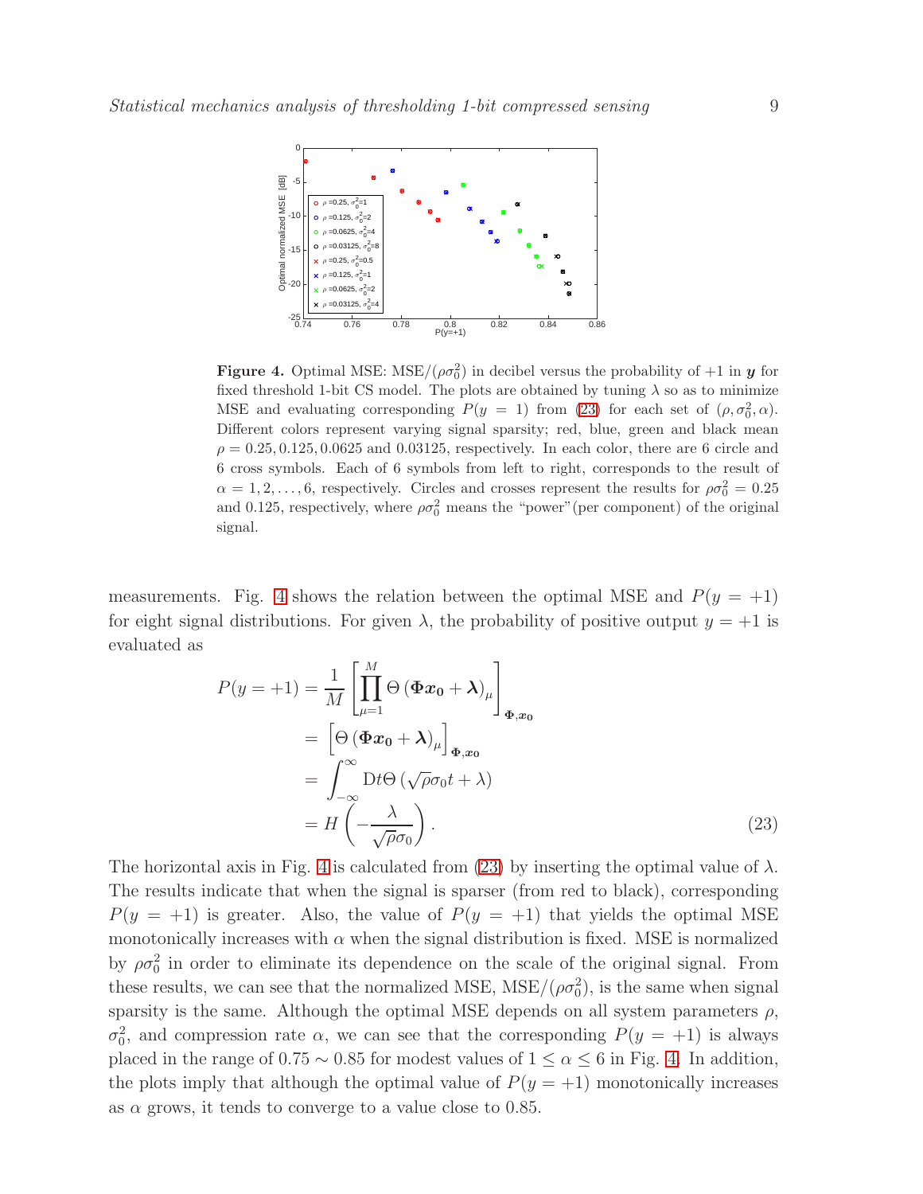**Figure 4.** Optimal MSE: MSE/$(\rho\sigma_0^2)$ in decibel versus the probability of $+1$ in $\boldsymbol{y}$ for fixed threshold 1-bit CS model. The plots are obtained by tuning $\lambda$ so as to minimize MSE and evaluating corresponding $P(y=1)$ from (23) for each set of $(\rho, \sigma_0^2, \alpha)$. Different colors represent varying signal sparsity; red, blue, green and black mean $\rho = 0.25, 0.125, 0.0625$ and $0.03125$, respectively. In each color, there are 6 circle and 6 cross symbols. Each of 6 symbols from left to right, corresponds to the result of $\alpha = 1, 2, \ldots, 6$, respectively. Circles and crosses represent the results for $\rho\sigma_0^2 = 0.25$ and $0.125$, respectively, where $\rho\sigma_0^2$ means the "power"(per component) of the original signal.

measurements. Fig. 4 shows the relation between the optimal MSE and $P(y=+1)$ for eight signal distributions. For given $\lambda$, the probability of positive output $y=+1$ is evaluated as

$$
\begin{aligned}
P(y=+1) &= \frac{1}{M}\left[\prod_{\mu=1}^{M}\Theta\left(\boldsymbol{\Phi}\boldsymbol{x_0}+\boldsymbol{\lambda}\right)_\mu\right]_{\boldsymbol{\Phi},\boldsymbol{x_0}} \\
&= \left[\Theta\left(\boldsymbol{\Phi}\boldsymbol{x_0}+\boldsymbol{\lambda}\right)_\mu\right]_{\boldsymbol{\Phi},\boldsymbol{x_0}} \\
&= \int_{-\infty}^{\infty}\mathrm{D}t\,\Theta\left(\sqrt{\rho}\sigma_0 t+\lambda\right) \\
&= H\left(-\frac{\lambda}{\sqrt{\rho}\sigma_0}\right).
\end{aligned}
\tag{23}
$$

The horizontal axis in Fig. 4 is calculated from (23) by inserting the optimal value of $\lambda$. The results indicate that when the signal is sparser (from red to black), corresponding $P(y=+1)$ is greater. Also, the value of $P(y=+1)$ that yields the optimal MSE monotonically increases with $\alpha$ when the signal distribution is fixed. MSE is normalized by $\rho\sigma_0^2$ in order to eliminate its dependence on the scale of the original signal. From these results, we can see that the normalized MSE, MSE/$(\rho\sigma_0^2)$, is the same when signal sparsity is the same. Although the optimal MSE depends on all system parameters $\rho$, $\sigma_0^2$, and compression rate $\alpha$, we can see that the corresponding $P(y=+1)$ is always placed in the range of $0.75 \sim 0.85$ for modest values of $1 \leq \alpha \leq 6$ in Fig. 4. In addition, the plots imply that although the optimal value of $P(y=+1)$ monotonically increases as $\alpha$ grows, it tends to converge to a value close to 0.85.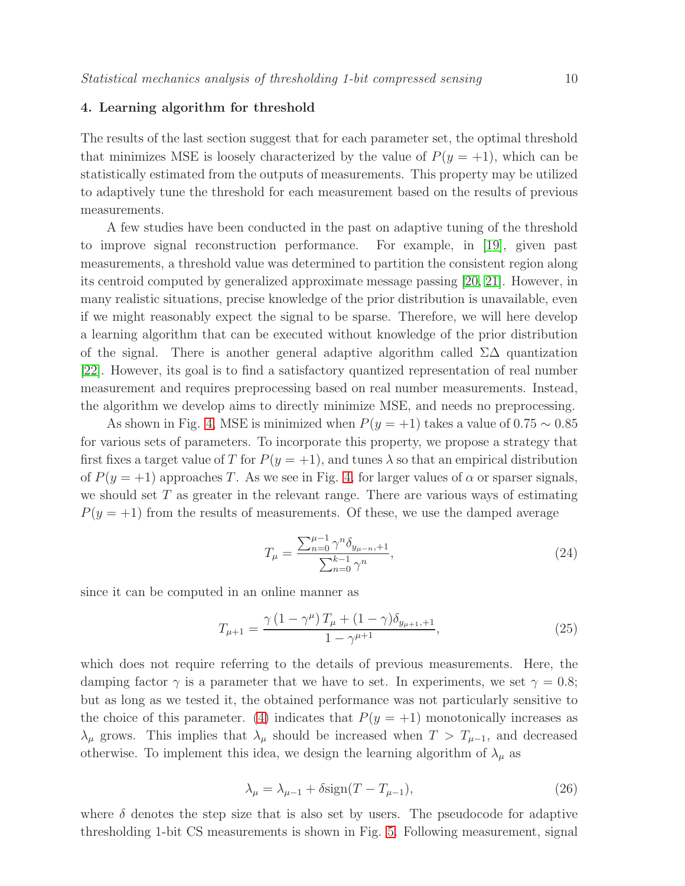## 4. Learning algorithm for threshold

The results of the last section suggest that for each parameter set, the optimal threshold that minimizes MSE is loosely characterized by the value of $P(y = +1)$, which can be statistically estimated from the outputs of measurements. This property may be utilized to adaptively tune the threshold for each measurement based on the results of previous measurements.

A few studies have been conducted in the past on adaptive tuning of the threshold to improve signal reconstruction performance. For example, in [19], given past measurements, a threshold value was determined to partition the consistent region along its centroid computed by generalized approximate message passing [20, 21]. However, in many realistic situations, precise knowledge of the prior distribution is unavailable, even if we might reasonably expect the signal to be sparse. Therefore, we will here develop a learning algorithm that can be executed without knowledge of the prior distribution of the signal. There is another general adaptive algorithm called $\Sigma\Delta$ quantization [22]. However, its goal is to find a satisfactory quantized representation of real number measurement and requires preprocessing based on real number measurements. Instead, the algorithm we develop aims to directly minimize MSE, and needs no preprocessing.

As shown in Fig. 4, MSE is minimized when $P(y = +1)$ takes a value of $0.75 \sim 0.85$ for various sets of parameters. To incorporate this property, we propose a strategy that first fixes a target value of $T$ for $P(y = +1)$, and tunes $\lambda$ so that an empirical distribution of $P(y = +1)$ approaches $T$. As we see in Fig. 4, for larger values of $\alpha$ or sparser signals, we should set $T$ as greater in the relevant range. There are various ways of estimating $P(y = +1)$ from the results of measurements. Of these, we use the damped average

$$T_\mu = \frac{\sum_{n=0}^{\mu-1} \gamma^n \delta_{y_{\mu-n},+1}}{\sum_{n=0}^{k-1} \gamma^n}, \tag{24}$$

since it can be computed in an online manner as

$$T_{\mu+1} = \frac{\gamma\,(1-\gamma^\mu)\,T_\mu + (1-\gamma)\delta_{y_{\mu+1},+1}}{1-\gamma^{\mu+1}}, \tag{25}$$

which does not require referring to the details of previous measurements. Here, the damping factor $\gamma$ is a parameter that we have to set. In experiments, we set $\gamma = 0.8$; but as long as we tested it, the obtained performance was not particularly sensitive to the choice of this parameter. (4) indicates that $P(y = +1)$ monotonically increases as $\lambda_\mu$ grows. This implies that $\lambda_\mu$ should be increased when $T > T_{\mu-1}$, and decreased otherwise. To implement this idea, we design the learning algorithm of $\lambda_\mu$ as

$$\lambda_\mu = \lambda_{\mu-1} + \delta \mathrm{sign}(T - T_{\mu-1}), \tag{26}$$

where $\delta$ denotes the step size that is also set by users. The pseudocode for adaptive thresholding 1-bit CS measurements is shown in Fig. 5. Following measurement, signal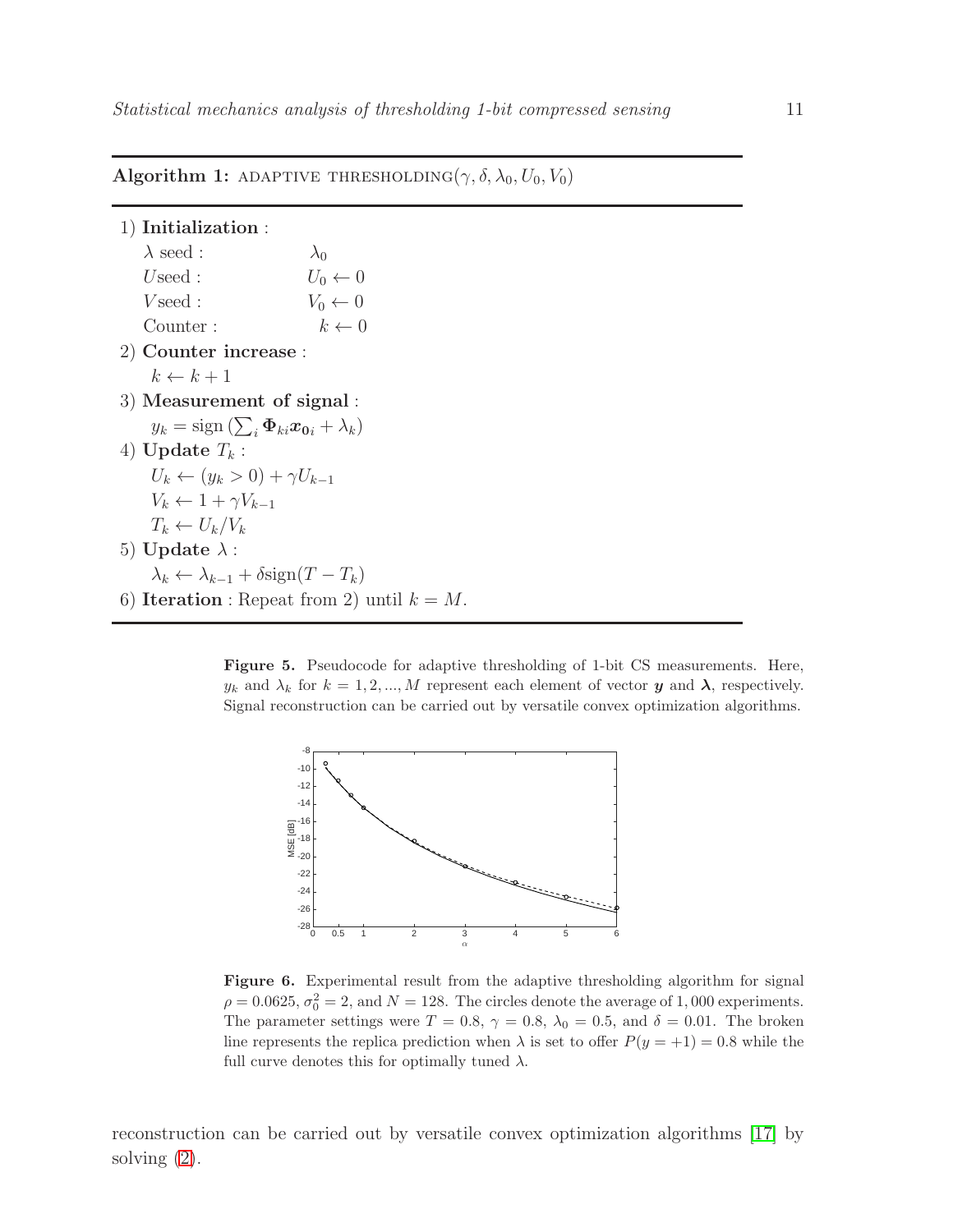**Algorithm 1:** ADAPTIVE THRESHOLDING($\gamma, \delta, \lambda_0, U_0, V_0$)

1) **Initialization** :
   $\lambda$ seed : $\lambda_0$
   $U$seed : $U_0 \leftarrow 0$
   $V$seed : $V_0 \leftarrow 0$
   Counter : $k \leftarrow 0$
2) **Counter increase** :
   $k \leftarrow k+1$
3) **Measurement of signal** :
   $y_k = \mathrm{sign}\left(\sum_i \boldsymbol{\Phi}_{ki} \boldsymbol{x}_{\boldsymbol{0}i} + \lambda_k\right)$
4) **Update** $T_k$ :
   $U_k \leftarrow (y_k > 0) + \gamma U_{k-1}$
   $V_k \leftarrow 1 + \gamma V_{k-1}$
   $T_k \leftarrow U_k / V_k$
5) **Update** $\lambda$ :
   $\lambda_k \leftarrow \lambda_{k-1} + \delta \mathrm{sign}(T - T_k)$
6) **Iteration** : Repeat from 2) until $k = M$.

**Figure 5.** Pseudocode for adaptive thresholding of 1-bit CS measurements. Here, $y_k$ and $\lambda_k$ for $k = 1, 2, ..., M$ represent each element of vector $\boldsymbol{y}$ and $\boldsymbol{\lambda}$, respectively. Signal reconstruction can be carried out by versatile convex optimization algorithms.

**Figure 6.** Experimental result from the adaptive thresholding algorithm for signal $\rho = 0.0625$, $\sigma_0^2 = 2$, and $N = 128$. The circles denote the average of 1,000 experiments. The parameter settings were $T = 0.8$, $\gamma = 0.8$, $\lambda_0 = 0.5$, and $\delta = 0.01$. The broken line represents the replica prediction when $\lambda$ is set to offer $P(y = +1) = 0.8$ while the full curve denotes this for optimally tuned $\lambda$.

reconstruction can be carried out by versatile convex optimization algorithms [17] by solving (2).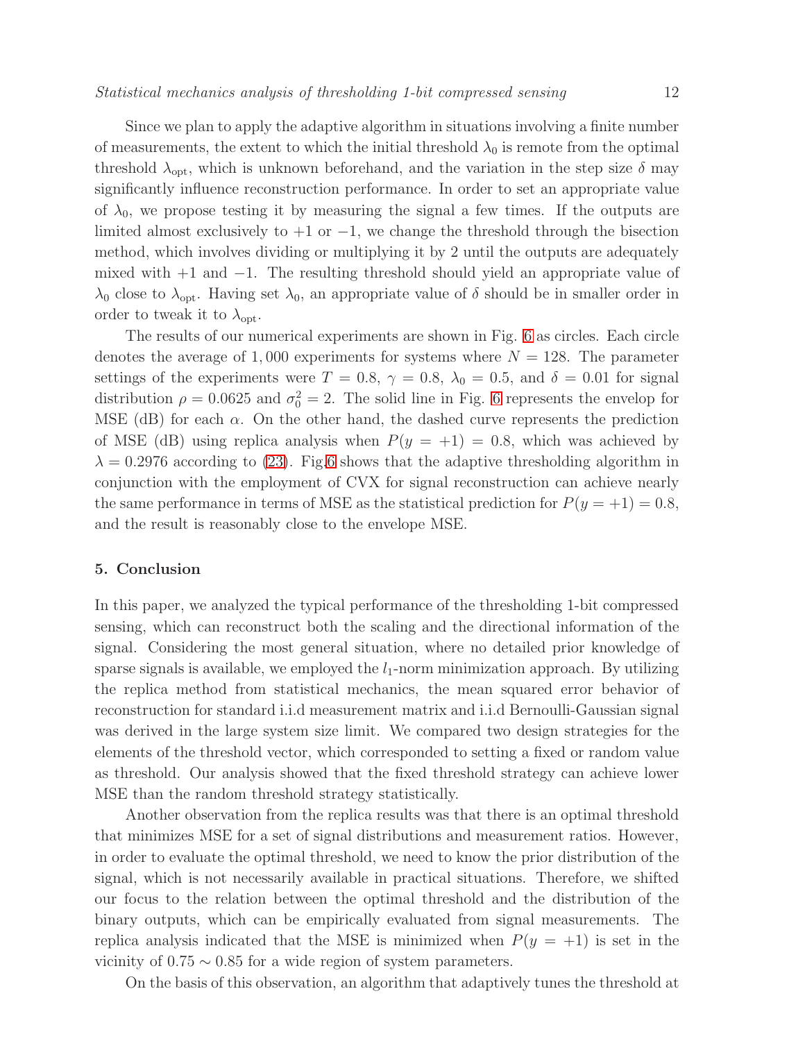Since we plan to apply the adaptive algorithm in situations involving a finite number of measurements, the extent to which the initial threshold $\lambda_0$ is remote from the optimal threshold $\lambda_{\rm opt}$, which is unknown beforehand, and the variation in the step size $\delta$ may significantly influence reconstruction performance. In order to set an appropriate value of $\lambda_0$, we propose testing it by measuring the signal a few times. If the outputs are limited almost exclusively to $+1$ or $-1$, we change the threshold through the bisection method, which involves dividing or multiplying it by 2 until the outputs are adequately mixed with $+1$ and $-1$. The resulting threshold should yield an appropriate value of $\lambda_0$ close to $\lambda_{\rm opt}$. Having set $\lambda_0$, an appropriate value of $\delta$ should be in smaller order in order to tweak it to $\lambda_{\rm opt}$.

The results of our numerical experiments are shown in Fig. 6 as circles. Each circle denotes the average of 1,000 experiments for systems where $N = 128$. The parameter settings of the experiments were $T = 0.8$, $\gamma = 0.8$, $\lambda_0 = 0.5$, and $\delta = 0.01$ for signal distribution $\rho = 0.0625$ and $\sigma_0^2 = 2$. The solid line in Fig. 6 represents the envelop for MSE (dB) for each $\alpha$. On the other hand, the dashed curve represents the prediction of MSE (dB) using replica analysis when $P(y = +1) = 0.8$, which was achieved by $\lambda = 0.2976$ according to (23). Fig.6 shows that the adaptive thresholding algorithm in conjunction with the employment of CVX for signal reconstruction can achieve nearly the same performance in terms of MSE as the statistical prediction for $P(y = +1) = 0.8$, and the result is reasonably close to the envelope MSE.

## 5. Conclusion

In this paper, we analyzed the typical performance of the thresholding 1-bit compressed sensing, which can reconstruct both the scaling and the directional information of the signal. Considering the most general situation, where no detailed prior knowledge of sparse signals is available, we employed the $l_1$-norm minimization approach. By utilizing the replica method from statistical mechanics, the mean squared error behavior of reconstruction for standard i.i.d measurement matrix and i.i.d Bernoulli-Gaussian signal was derived in the large system size limit. We compared two design strategies for the elements of the threshold vector, which corresponded to setting a fixed or random value as threshold. Our analysis showed that the fixed threshold strategy can achieve lower MSE than the random threshold strategy statistically.

Another observation from the replica results was that there is an optimal threshold that minimizes MSE for a set of signal distributions and measurement ratios. However, in order to evaluate the optimal threshold, we need to know the prior distribution of the signal, which is not necessarily available in practical situations. Therefore, we shifted our focus to the relation between the optimal threshold and the distribution of the binary outputs, which can be empirically evaluated from signal measurements. The replica analysis indicated that the MSE is minimized when $P(y = +1)$ is set in the vicinity of $0.75 \sim 0.85$ for a wide region of system parameters.

On the basis of this observation, an algorithm that adaptively tunes the threshold at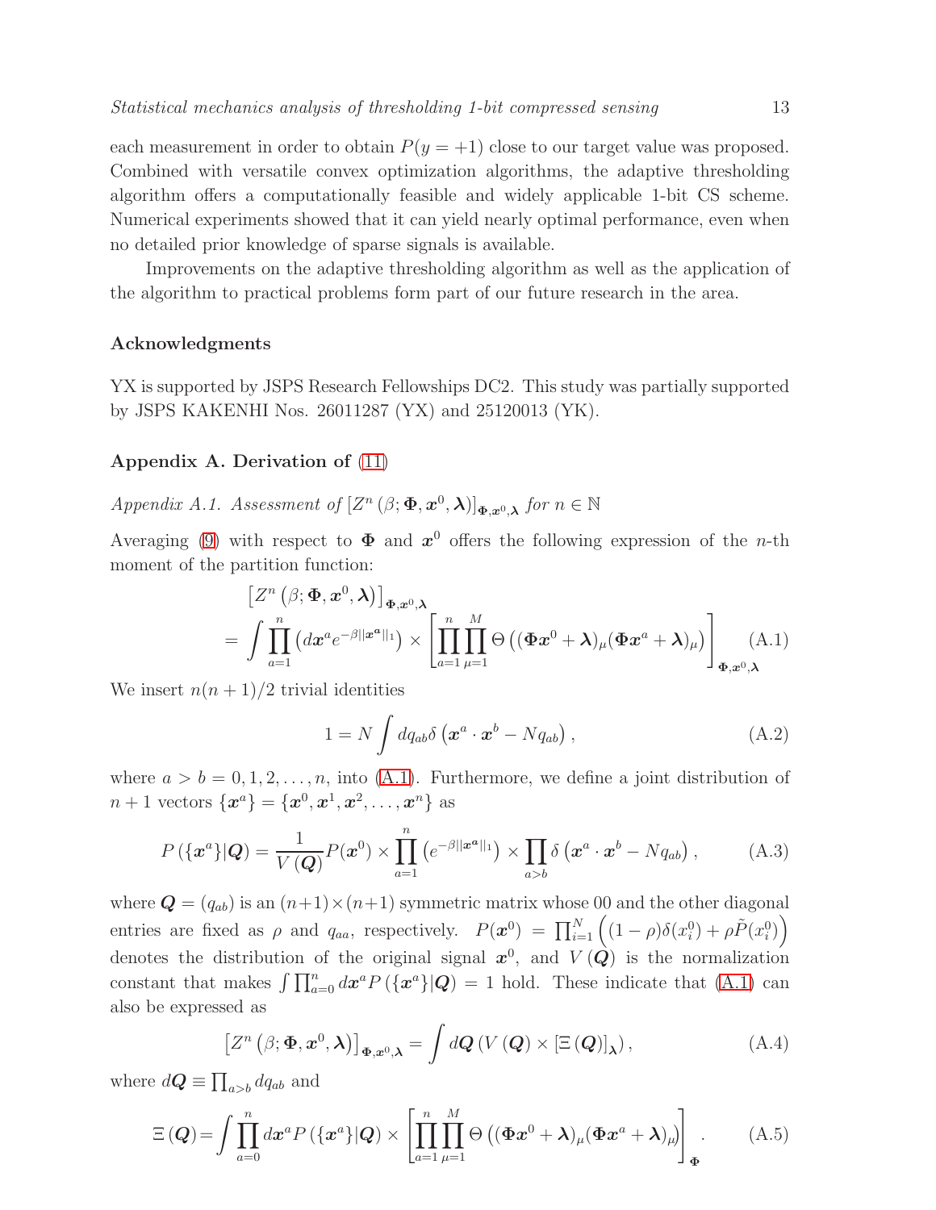each measurement in order to obtain $P(y=+1)$ close to our target value was proposed. Combined with versatile convex optimization algorithms, the adaptive thresholding algorithm offers a computationally feasible and widely applicable 1-bit CS scheme. Numerical experiments showed that it can yield nearly optimal performance, even when no detailed prior knowledge of sparse signals is available.

Improvements on the adaptive thresholding algorithm as well as the application of the algorithm to practical problems form part of our future research in the area.

## Acknowledgments

YX is supported by JSPS Research Fellowships DC2. This study was partially supported by JSPS KAKENHI Nos. 26011287 (YX) and 25120013 (YK).

## Appendix A. Derivation of (11)

### *Appendix A.1. Assessment of* $[Z^n(\beta; \boldsymbol{\Phi}, \boldsymbol{x}^0, \boldsymbol{\lambda})]_{\boldsymbol{\Phi}, \boldsymbol{x}^0, \boldsymbol{\lambda}}$ *for* $n \in \mathbb{N}$

Averaging (9) with respect to $\boldsymbol{\Phi}$ and $\boldsymbol{x}^0$ offers the following expression of the $n$-th moment of the partition function:

$$
\begin{aligned}
&\left[Z^n\left(\beta; \boldsymbol{\Phi}, \boldsymbol{x}^0, \boldsymbol{\lambda}\right)\right]_{\boldsymbol{\Phi}, \boldsymbol{x}^0, \boldsymbol{\lambda}} \\
&= \int \prod_{a=1}^{n} \left(d\boldsymbol{x}^a e^{-\beta ||\boldsymbol{x}^a||_1}\right) \times \left[\prod_{a=1}^{n}\prod_{\mu=1}^{M} \Theta\left((\boldsymbol{\Phi}\boldsymbol{x}^0 + \boldsymbol{\lambda})_\mu (\boldsymbol{\Phi}\boldsymbol{x}^a + \boldsymbol{\lambda})_\mu\right)\right]_{\boldsymbol{\Phi}, \boldsymbol{x}^0, \boldsymbol{\lambda}}
\end{aligned}
\tag{A.1}
$$

We insert $n(n+1)/2$ trivial identities

$$
1 = N \int dq_{ab} \delta\left(\boldsymbol{x}^a \cdot \boldsymbol{x}^b - N q_{ab}\right), \tag{A.2}
$$

where $a > b = 0, 1, 2, \ldots, n$, into (A.1). Furthermore, we define a joint distribution of $n+1$ vectors $\{\boldsymbol{x}^a\} = \{\boldsymbol{x}^0, \boldsymbol{x}^1, \boldsymbol{x}^2, \ldots, \boldsymbol{x}^n\}$ as

$$
P\left(\{\boldsymbol{x}^a\}|\boldsymbol{Q}\right) = \frac{1}{V\left(\boldsymbol{Q}\right)} P(\boldsymbol{x}^0) \times \prod_{a=1}^{n}\left(e^{-\beta ||\boldsymbol{x}^a||_1}\right) \times \prod_{a>b} \delta\left(\boldsymbol{x}^a \cdot \boldsymbol{x}^b - N q_{ab}\right), \tag{A.3}
$$

where $\boldsymbol{Q} = (q_{ab})$ is an $(n+1)\times(n+1)$ symmetric matrix whose 00 and the other diagonal entries are fixed as $\rho$ and $q_{aa}$, respectively. $P(\boldsymbol{x}^0) = \prod_{i=1}^{N}\left((1-\rho)\delta(x_i^0) + \rho \tilde{P}(x_i^0)\right)$ denotes the distribution of the original signal $\boldsymbol{x}^0$, and $V\left(\boldsymbol{Q}\right)$ is the normalization constant that makes $\int \prod_{a=0}^{n} d\boldsymbol{x}^a P\left(\{\boldsymbol{x}^a\}|\boldsymbol{Q}\right) = 1$ hold. These indicate that (A.1) can also be expressed as

$$
\left[Z^n\left(\beta; \boldsymbol{\Phi}, \boldsymbol{x}^0, \boldsymbol{\lambda}\right)\right]_{\boldsymbol{\Phi}, \boldsymbol{x}^0, \boldsymbol{\lambda}} = \int d\boldsymbol{Q}\left(V\left(\boldsymbol{Q}\right) \times \left[\Xi\left(\boldsymbol{Q}\right)\right]_{\boldsymbol{\lambda}}\right), \tag{A.4}
$$

where $d\boldsymbol{Q} \equiv \prod_{a>b} dq_{ab}$ and

$$
\Xi\left(\boldsymbol{Q}\right) = \int \prod_{a=0}^{n} d\boldsymbol{x}^a P\left(\{\boldsymbol{x}^a\}|\boldsymbol{Q}\right) \times \left[\prod_{a=1}^{n}\prod_{\mu=1}^{M} \Theta\left((\boldsymbol{\Phi}\boldsymbol{x}^0 + \boldsymbol{\lambda})_\mu (\boldsymbol{\Phi}\boldsymbol{x}^a + \boldsymbol{\lambda})_\mu\right)\right]_{\boldsymbol{\Phi}}. \tag{A.5}
$$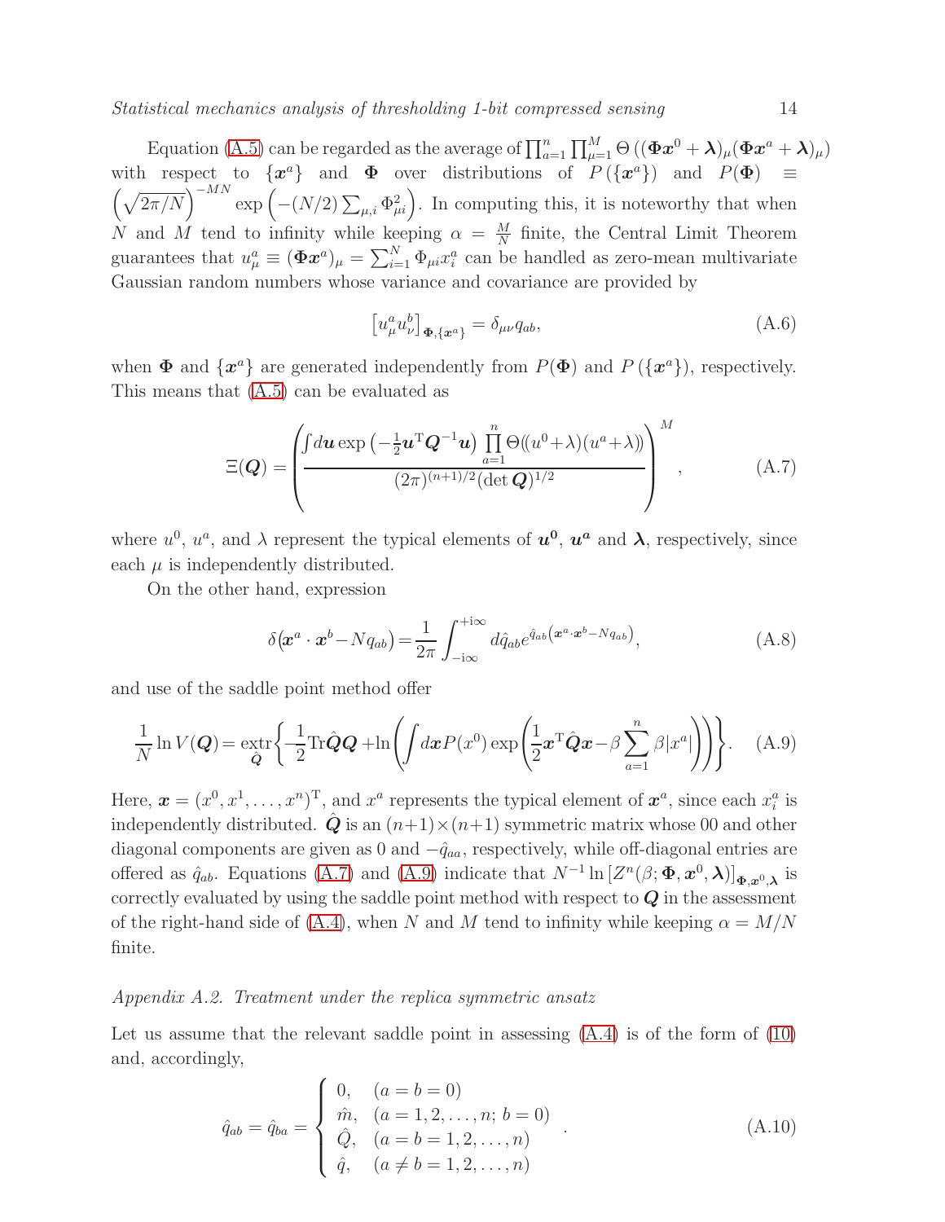Equation (A.5) can be regarded as the average of $\prod_{a=1}^{n}\prod_{\mu=1}^{M}\Theta\left((\boldsymbol{\Phi}\boldsymbol{x}^0+\boldsymbol{\lambda})_\mu(\boldsymbol{\Phi}\boldsymbol{x}^a+\boldsymbol{\lambda})_\mu\right)$ with respect to $\{\boldsymbol{x}^a\}$ and $\boldsymbol{\Phi}$ over distributions of $P(\{\boldsymbol{x}^a\})$ and $P(\boldsymbol{\Phi}) \equiv \left(\sqrt{2\pi/N}\right)^{-MN}\exp\left(-(N/2)\sum_{\mu,i}\Phi_{\mu i}^2\right)$. In computing this, it is noteworthy that when $N$ and $M$ tend to infinity while keeping $\alpha=\frac{M}{N}$ finite, the Central Limit Theorem guarantees that $u_\mu^a \equiv (\boldsymbol{\Phi}\boldsymbol{x}^a)_\mu = \sum_{i=1}^{N}\Phi_{\mu i}x_i^a$ can be handled as zero-mean multivariate Gaussian random numbers whose variance and covariance are provided by

$$\left[u_\mu^a u_\nu^b\right]_{\boldsymbol{\Phi},\{\boldsymbol{x}^a\}} = \delta_{\mu\nu}q_{ab}, \tag{A.6}$$

when $\boldsymbol{\Phi}$ and $\{\boldsymbol{x}^a\}$ are generated independently from $P(\boldsymbol{\Phi})$ and $P(\{\boldsymbol{x}^a\})$, respectively. This means that (A.5) can be evaluated as

$$\Xi(\boldsymbol{Q}) = \left(\frac{\int d\boldsymbol{u}\exp\left(-\frac{1}{2}\boldsymbol{u}^{\mathrm{T}}\boldsymbol{Q}^{-1}\boldsymbol{u}\right)\prod_{a=1}^{n}\Theta((u^0+\lambda)(u^a+\lambda))}{(2\pi)^{(n+1)/2}(\det\boldsymbol{Q})^{1/2}}\right)^M, \tag{A.7}$$

where $u^0$, $u^a$, and $\lambda$ represent the typical elements of $\boldsymbol{u^0}$, $\boldsymbol{u^a}$ and $\boldsymbol{\lambda}$, respectively, since each $\mu$ is independently distributed.

On the other hand, expression

$$\delta\left(\boldsymbol{x}^a\cdot\boldsymbol{x}^b - Nq_{ab}\right) = \frac{1}{2\pi}\int_{-\mathrm{i}\infty}^{+\mathrm{i}\infty}d\hat{q}_{ab}e^{\hat{q}_{ab}\left(\boldsymbol{x}^a\cdot\boldsymbol{x}^b-Nq_{ab}\right)}, \tag{A.8}$$

and use of the saddle point method offer

$$\frac{1}{N}\ln V(\boldsymbol{Q}) = \mathop{\mathrm{extr}}_{\hat{\boldsymbol{Q}}}\left\{-\frac{1}{2}\mathrm{Tr}\hat{\boldsymbol{Q}}\boldsymbol{Q} + \ln\left(\int d\boldsymbol{x}P(x^0)\exp\left(\frac{1}{2}\boldsymbol{x}^{\mathrm{T}}\hat{\boldsymbol{Q}}\boldsymbol{x} - \beta\sum_{a=1}^{n}\beta|x^a|\right)\right)\right\}. \tag{A.9}$$

Here, $\boldsymbol{x}=(x^0,x^1,\ldots,x^n)^{\mathrm{T}}$, and $x^a$ represents the typical element of $\boldsymbol{x}^a$, since each $x_i^a$ is independently distributed. $\hat{\boldsymbol{Q}}$ is an $(n+1)\times(n+1)$ symmetric matrix whose 00 and other diagonal components are given as 0 and $-\hat{q}_{aa}$, respectively, while off-diagonal entries are offered as $\hat{q}_{ab}$. Equations (A.7) and (A.9) indicate that $N^{-1}\ln\left[Z^n(\beta;\boldsymbol{\Phi},\boldsymbol{x}^0,\boldsymbol{\lambda})\right]_{\boldsymbol{\Phi},\boldsymbol{x}^0,\boldsymbol{\lambda}}$ is correctly evaluated by using the saddle point method with respect to $\boldsymbol{Q}$ in the assessment of the right-hand side of (A.4), when $N$ and $M$ tend to infinity while keeping $\alpha=M/N$ finite.

### *Appendix A.2. Treatment under the replica symmetric ansatz*

Let us assume that the relevant saddle point in assessing (A.4) is of the form of (10) and, accordingly,

$$\hat{q}_{ab} = \hat{q}_{ba} = \begin{cases} 0, & (a=b=0) \\ \hat{m}, & (a=1,2,\ldots,n;\ b=0) \\ \hat{Q}, & (a=b=1,2,\ldots,n) \\ \hat{q}, & (a\neq b=1,2,\ldots,n) \end{cases}. \tag{A.10}$$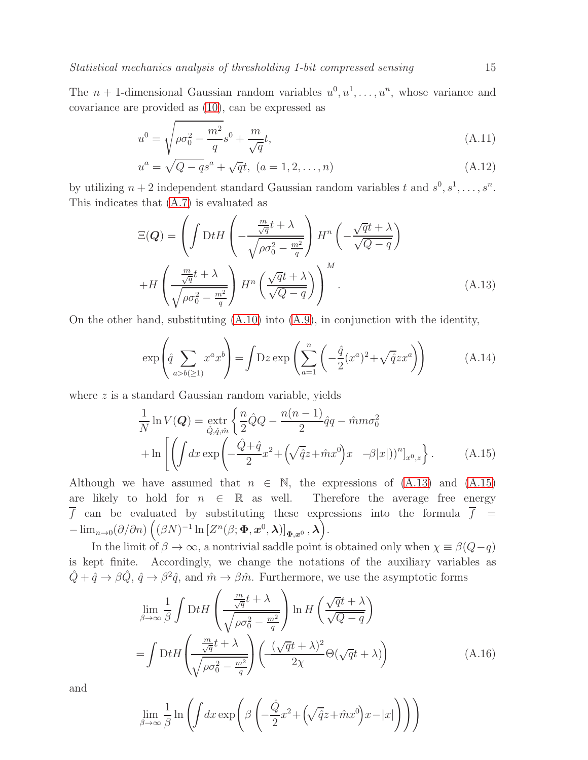The $n+1$-dimensional Gaussian random variables $u^0, u^1, \ldots, u^n$, whose variance and covariance are provided as (10), can be expressed as

$$u^0 = \sqrt{\rho\sigma_0^2 - \frac{m^2}{q}} s^0 + \frac{m}{\sqrt{q}} t, \tag{A.11}$$

$$u^a = \sqrt{Q-q} s^a + \sqrt{q} t, \ (a = 1, 2, \ldots, n) \tag{A.12}$$

by utilizing $n+2$ independent standard Gaussian random variables $t$ and $s^0, s^1, \ldots, s^n$. This indicates that (A.7) is evaluated as

$$\Xi(\boldsymbol{Q}) = \left( \int \mathrm{D}t H\left( -\frac{\frac{m}{\sqrt{q}} t + \lambda}{\sqrt{\rho\sigma_0^2 - \frac{m^2}{q}}} \right) H^n \left( -\frac{\sqrt{q} t + \lambda}{\sqrt{Q-q}} \right) \right.$$
$$\left. + H\left( \frac{\frac{m}{\sqrt{q}} t + \lambda}{\sqrt{\rho\sigma_0^2 - \frac{m^2}{q}}} \right) H^n \left( \frac{\sqrt{q} t + \lambda}{\sqrt{Q-q}} \right) \right)^M . \tag{A.13}$$

On the other hand, substituting (A.10) into (A.9), in conjunction with the identity,

$$\exp\left( \hat{q} \sum_{a > b (\geq 1)} x^a x^b \right) = \int \mathrm{D}z \exp\left( \sum_{a=1}^n \left( -\frac{\hat{q}}{2}(x^a)^2 + \sqrt{\hat{q}} z x^a \right) \right) \tag{A.14}$$

where $z$ is a standard Gaussian random variable, yields

$$\frac{1}{N} \ln V(\boldsymbol{Q}) = \mathop{\mathrm{extr}}_{\hat{Q}, \hat{q}, \hat{m}} \left\{ \frac{n}{2} \hat{Q} Q - \frac{n(n-1)}{2} \hat{q} q - \hat{m} m \sigma_0^2 \right.$$
$$\left. + \ln \left[ \left( \int dx \exp\left( -\frac{\hat{Q}+\hat{q}}{2} x^2 + \left( \sqrt{\hat{q}} z + \hat{m} x^0 \right) x \quad -\beta |x| \right) \right)^n \right]_{x^0, z} \right\} . \tag{A.15}$$

Although we have assumed that $n \in \mathbb{N}$, the expressions of (A.13) and (A.15) are likely to hold for $n \in \mathbb{R}$ as well. Therefore the average free energy $\overline{f}$ can be evaluated by substituting these expressions into the formula $\overline{f} = -\lim_{n \to 0} (\partial/\partial n) \left( (\beta N)^{-1} \ln \left[ Z^n(\beta; \boldsymbol{\Phi}, \boldsymbol{x}^0, \boldsymbol{\lambda}) \right]_{\boldsymbol{\Phi}, \boldsymbol{x}^0}, \boldsymbol{\lambda} \right)$.

In the limit of $\beta \to \infty$, a nontrivial saddle point is obtained only when $\chi \equiv \beta(Q-q)$ is kept finite. Accordingly, we change the notations of the auxiliary variables as $\hat{Q} + \hat{q} \to \beta \hat{Q}$, $\hat{q} \to \beta^2 \hat{q}$, and $\hat{m} \to \beta \hat{m}$. Furthermore, we use the asymptotic forms

$$\lim_{\beta \to \infty} \frac{1}{\beta} \int \mathrm{D}t H\left( \frac{\frac{m}{\sqrt{q}} t + \lambda}{\sqrt{\rho\sigma_0^2 - \frac{m^2}{q}}} \right) \ln H\left( \frac{\sqrt{q} t + \lambda}{\sqrt{Q-q}} \right)$$
$$= \int \mathrm{D}t H\left( \frac{\frac{m}{\sqrt{q}} t + \lambda}{\sqrt{\rho\sigma_0^2 - \frac{m^2}{q}}} \right) \left( -\frac{(\sqrt{q} t + \lambda)^2}{2\chi} \Theta(\sqrt{q} t + \lambda) \right) \tag{A.16}$$

and

$$\lim_{\beta \to \infty} \frac{1}{\beta} \ln \left( \int dx \exp\left( \beta \left( -\frac{\hat{Q}}{2} x^2 + \left( \sqrt{\hat{q}} z + \hat{m} x^0 \right) x - |x| \right) \right) \right)$$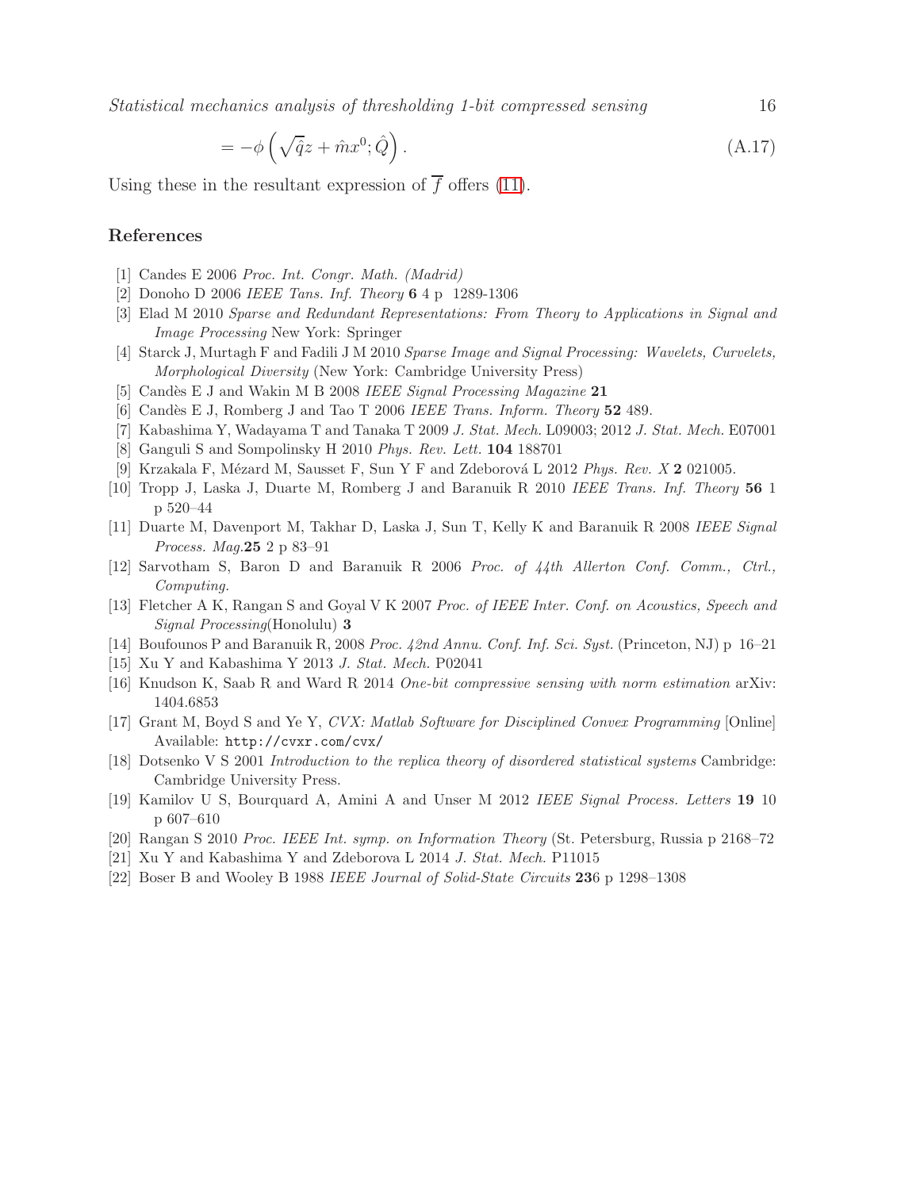$$= -\phi\left(\sqrt{\hat{q}}z + \hat{m}x^0; \hat{Q}\right). \tag{A.17}$$

Using these in the resultant expression of $\overline{f}$ offers (11).

## References

[1] Candes E 2006 *Proc. Int. Congr. Math. (Madrid)*

[2] Donoho D 2006 *IEEE Tans. Inf. Theory* **6** 4 p 1289-1306

[3] Elad M 2010 *Sparse and Redundant Representations: From Theory to Applications in Signal and Image Processing* New York: Springer

[4] Starck J, Murtagh F and Fadili J M 2010 *Sparse Image and Signal Processing: Wavelets, Curvelets, Morphological Diversity* (New York: Cambridge University Press)

[5] Candès E J and Wakin M B 2008 *IEEE Signal Processing Magazine* **21**

[6] Candès E J, Romberg J and Tao T 2006 *IEEE Trans. Inform. Theory* **52** 489.

[7] Kabashima Y, Wadayama T and Tanaka T 2009 *J. Stat. Mech.* L09003; 2012 *J. Stat. Mech.* E07001

[8] Ganguli S and Sompolinsky H 2010 *Phys. Rev. Lett.* **104** 188701

[9] Krzakala F, Mézard M, Sausset F, Sun Y F and Zdeborová L 2012 *Phys. Rev. X* **2** 021005.

[10] Tropp J, Laska J, Duarte M, Romberg J and Baranuik R 2010 *IEEE Trans. Inf. Theory* **56** 1 p 520–44

[11] Duarte M, Davenport M, Takhar D, Laska J, Sun T, Kelly K and Baranuik R 2008 *IEEE Signal Process. Mag.***25** 2 p 83–91

[12] Sarvotham S, Baron D and Baranuik R 2006 *Proc. of 44th Allerton Conf. Comm., Ctrl., Computing.*

[13] Fletcher A K, Rangan S and Goyal V K 2007 *Proc. of IEEE Inter. Conf. on Acoustics, Speech and Signal Processing*(Honolulu) **3**

[14] Boufounos P and Baranuik R, 2008 *Proc. 42nd Annu. Conf. Inf. Sci. Syst.* (Princeton, NJ) p 16–21

[15] Xu Y and Kabashima Y 2013 *J. Stat. Mech.* P02041

[16] Knudson K, Saab R and Ward R 2014 *One-bit compressive sensing with norm estimation* arXiv: 1404.6853

[17] Grant M, Boyd S and Ye Y, *CVX: Matlab Software for Disciplined Convex Programming* [Online] Available: `http://cvxr.com/cvx/`

[18] Dotsenko V S 2001 *Introduction to the replica theory of disordered statistical systems* Cambridge: Cambridge University Press.

[19] Kamilov U S, Bourquard A, Amini A and Unser M 2012 *IEEE Signal Process. Letters* **19** 10 p 607–610

[20] Rangan S 2010 *Proc. IEEE Int. symp. on Information Theory* (St. Petersburg, Russia p 2168–72

[21] Xu Y and Kabashima Y and Zdeborova L 2014 *J. Stat. Mech.* P11015

[22] Boser B and Wooley B 1988 *IEEE Journal of Solid-State Circuits* **23**6 p 1298–1308